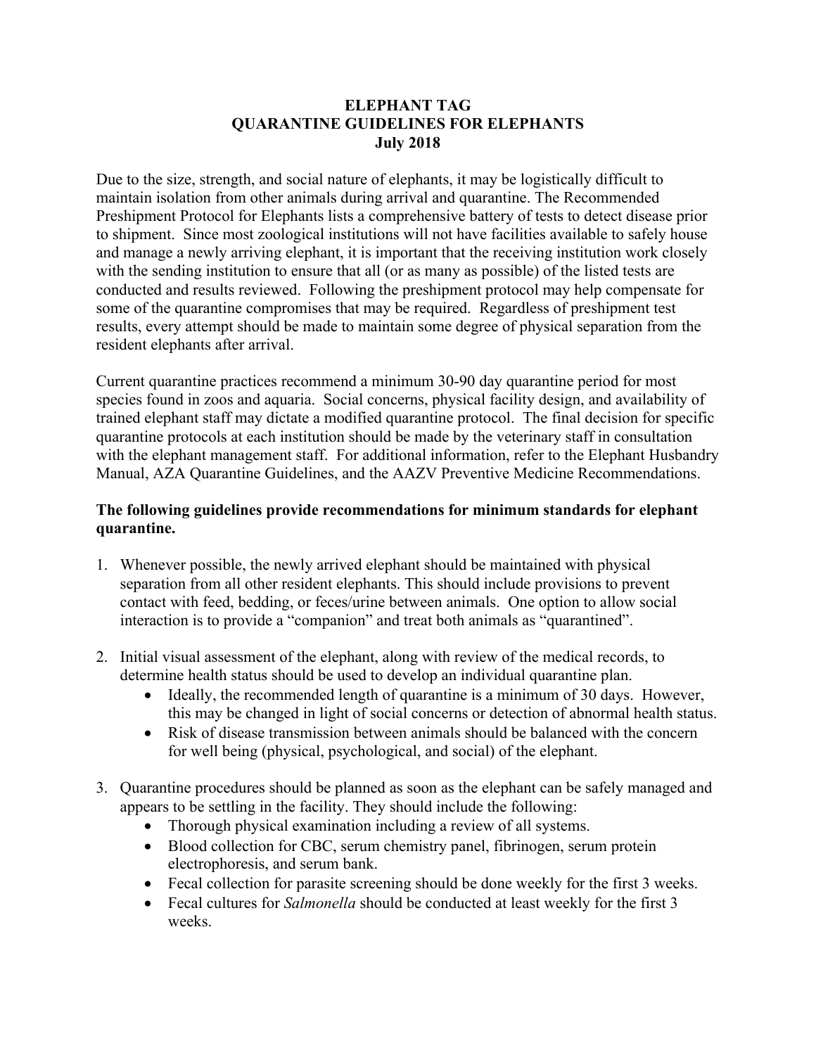# ELEPHANT TAG
# QUARANTINE GUIDELINES FOR ELEPHANTS
# July 2018

Due to the size, strength, and social nature of elephants, it may be logistically difficult to maintain isolation from other animals during arrival and quarantine. The Recommended Preshipment Protocol for Elephants lists a comprehensive battery of tests to detect disease prior to shipment. Since most zoological institutions will not have facilities available to safely house and manage a newly arriving elephant, it is important that the receiving institution work closely with the sending institution to ensure that all (or as many as possible) of the listed tests are conducted and results reviewed. Following the preshipment protocol may help compensate for some of the quarantine compromises that may be required. Regardless of preshipment test results, every attempt should be made to maintain some degree of physical separation from the resident elephants after arrival.

Current quarantine practices recommend a minimum 30-90 day quarantine period for most species found in zoos and aquaria. Social concerns, physical facility design, and availability of trained elephant staff may dictate a modified quarantine protocol. The final decision for specific quarantine protocols at each institution should be made by the veterinary staff in consultation with the elephant management staff. For additional information, refer to the Elephant Husbandry Manual, AZA Quarantine Guidelines, and the AAZV Preventive Medicine Recommendations.

**The following guidelines provide recommendations for minimum standards for elephant quarantine.**

1. Whenever possible, the newly arrived elephant should be maintained with physical separation from all other resident elephants. This should include provisions to prevent contact with feed, bedding, or feces/urine between animals. One option to allow social interaction is to provide a "companion" and treat both animals as "quarantined".

2. Initial visual assessment of the elephant, along with review of the medical records, to determine health status should be used to develop an individual quarantine plan.
   - Ideally, the recommended length of quarantine is a minimum of 30 days. However, this may be changed in light of social concerns or detection of abnormal health status.
   - Risk of disease transmission between animals should be balanced with the concern for well being (physical, psychological, and social) of the elephant.

3. Quarantine procedures should be planned as soon as the elephant can be safely managed and appears to be settling in the facility. They should include the following:
   - Thorough physical examination including a review of all systems.
   - Blood collection for CBC, serum chemistry panel, fibrinogen, serum protein electrophoresis, and serum bank.
   - Fecal collection for parasite screening should be done weekly for the first 3 weeks.
   - Fecal cultures for *Salmonella* should be conducted at least weekly for the first 3 weeks.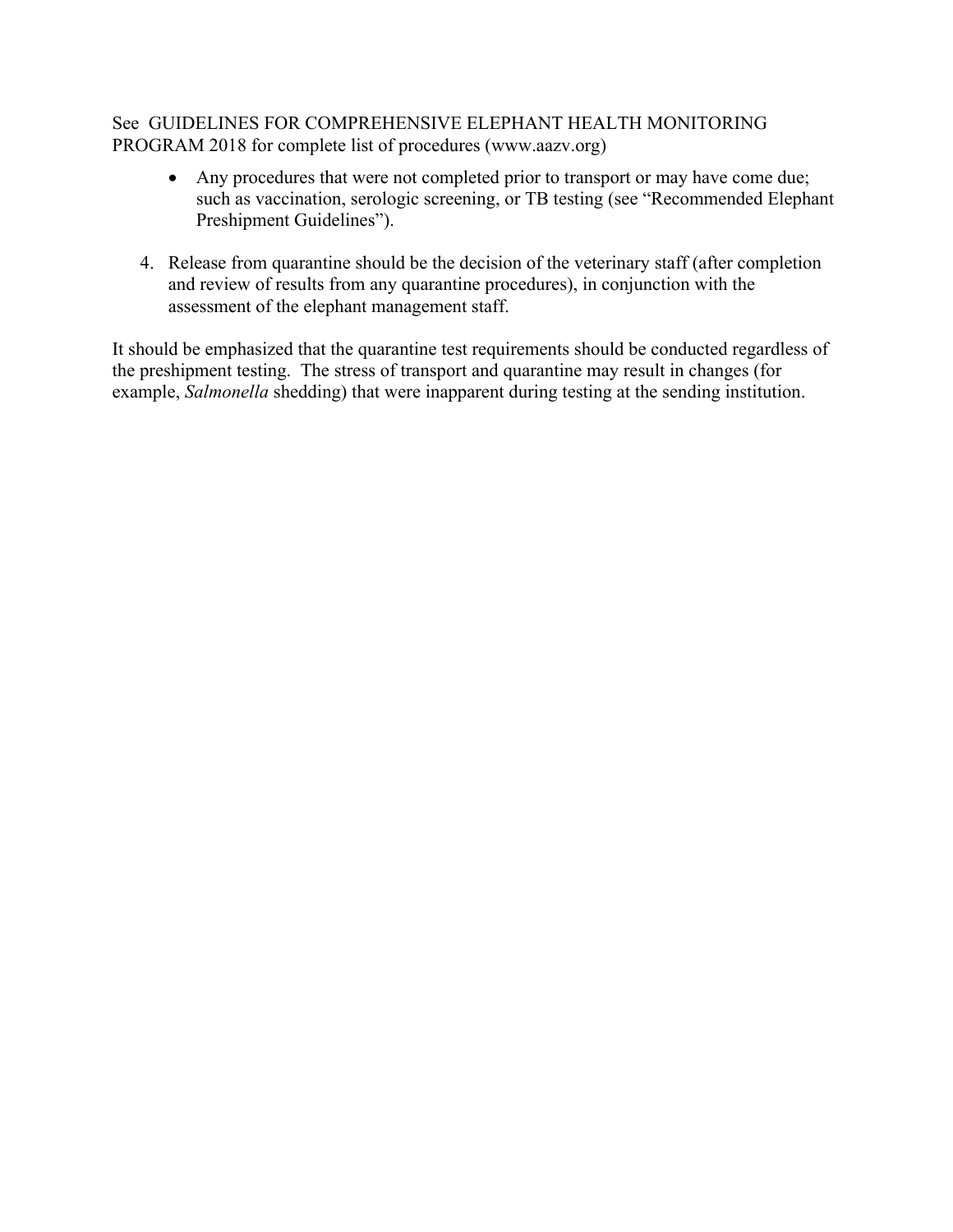See GUIDELINES FOR COMPREHENSIVE ELEPHANT HEALTH MONITORING PROGRAM 2018 for complete list of procedures (www.aazv.org)

- Any procedures that were not completed prior to transport or may have come due; such as vaccination, serologic screening, or TB testing (see "Recommended Elephant Preshipment Guidelines").

4. Release from quarantine should be the decision of the veterinary staff (after completion and review of results from any quarantine procedures), in conjunction with the assessment of the elephant management staff.

It should be emphasized that the quarantine test requirements should be conducted regardless of the preshipment testing. The stress of transport and quarantine may result in changes (for example, *Salmonella* shedding) that were inapparent during testing at the sending institution.